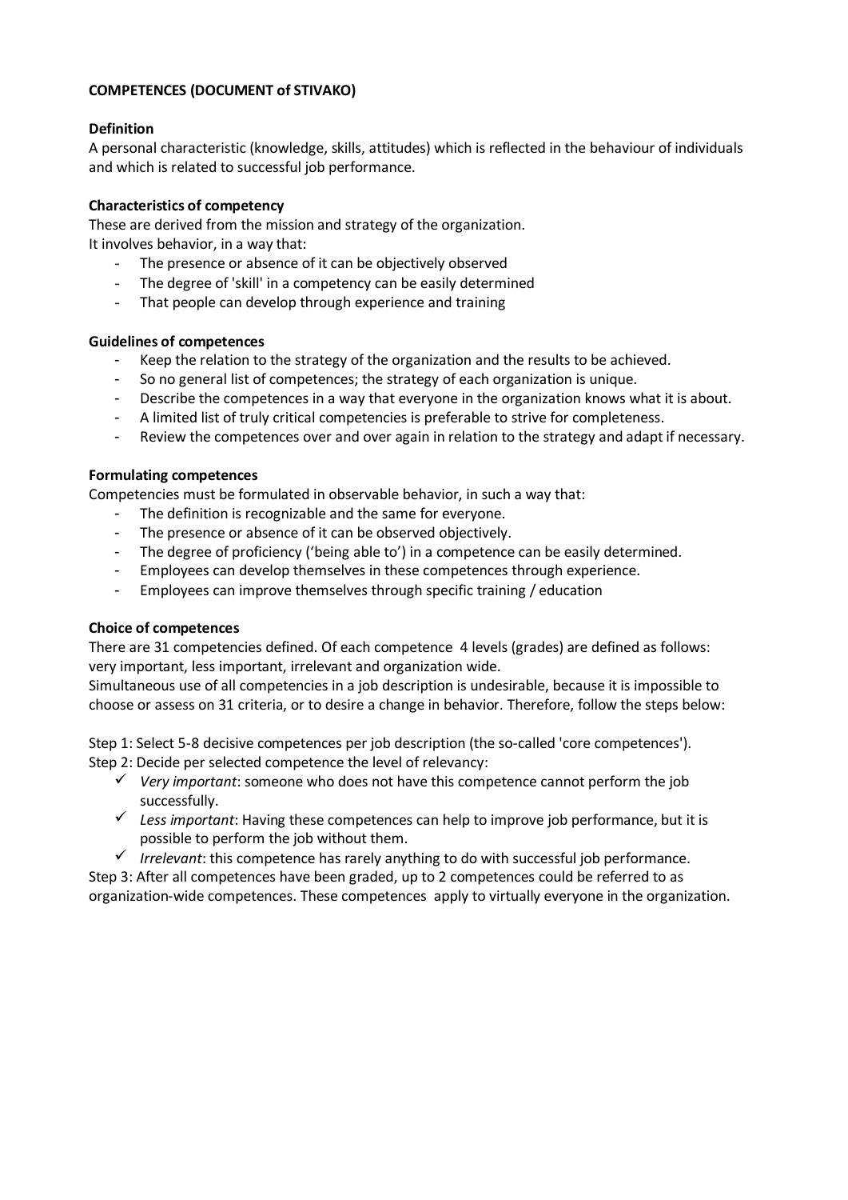**COMPETENCES (DOCUMENT of STIVAKO)**

**Definition**

A personal characteristic (knowledge, skills, attitudes) which is reflected in the behaviour of individuals and which is related to successful job performance.

**Characteristics of competency**

These are derived from the mission and strategy of the organization.
It involves behavior, in a way that:

- The presence or absence of it can be objectively observed
- The degree of 'skill' in a competency can be easily determined
- That people can develop through experience and training

**Guidelines of competences**

- Keep the relation to the strategy of the organization and the results to be achieved.
- So no general list of competences; the strategy of each organization is unique.
- Describe the competences in a way that everyone in the organization knows what it is about.
- A limited list of truly critical competencies is preferable to strive for completeness.
- Review the competences over and over again in relation to the strategy and adapt if necessary.

**Formulating competences**

Competencies must be formulated in observable behavior, in such a way that:

- The definition is recognizable and the same for everyone.
- The presence or absence of it can be observed objectively.
- The degree of proficiency ('being able to') in a competence can be easily determined.
- Employees can develop themselves in these competences through experience.
- Employees can improve themselves through specific training / education

**Choice of competences**

There are 31 competencies defined. Of each competence 4 levels (grades) are defined as follows: very important, less important, irrelevant and organization wide.
Simultaneous use of all competencies in a job description is undesirable, because it is impossible to choose or assess on 31 criteria, or to desire a change in behavior. Therefore, follow the steps below:

Step 1: Select 5-8 decisive competences per job description (the so-called 'core competences').
Step 2: Decide per selected competence the level of relevancy:

- ✓ *Very important*: someone who does not have this competence cannot perform the job successfully.
- ✓ *Less important*: Having these competences can help to improve job performance, but it is possible to perform the job without them.
- ✓ *Irrelevant*: this competence has rarely anything to do with successful job performance.

Step 3: After all competences have been graded, up to 2 competences could be referred to as organization-wide competences. These competences apply to virtually everyone in the organization.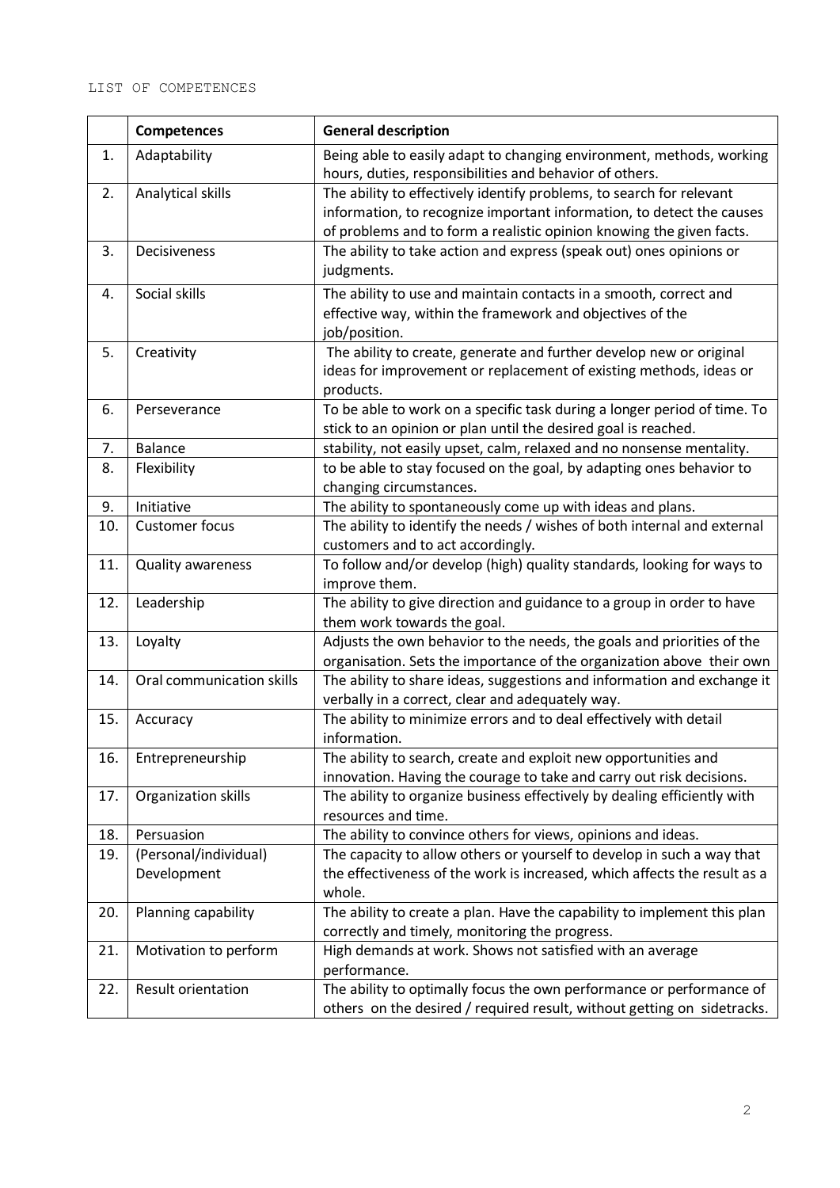LIST OF COMPETENCES

| | Competences | General description |
|---|---|---|
| 1. | Adaptability | Being able to easily adapt to changing environment, methods, working hours, duties, responsibilities and behavior of others. |
| 2. | Analytical skills | The ability to effectively identify problems, to search for relevant information, to recognize important information, to detect the causes of problems and to form a realistic opinion knowing the given facts. |
| 3. | Decisiveness | The ability to take action and express (speak out) ones opinions or judgments. |
| 4. | Social skills | The ability to use and maintain contacts in a smooth, correct and effective way, within the framework and objectives of the job/position. |
| 5. | Creativity | The ability to create, generate and further develop new or original ideas for improvement or replacement of existing methods, ideas or products. |
| 6. | Perseverance | To be able to work on a specific task during a longer period of time. To stick to an opinion or plan until the desired goal is reached. |
| 7. | Balance | stability, not easily upset, calm, relaxed and no nonsense mentality. |
| 8. | Flexibility | to be able to stay focused on the goal, by adapting ones behavior to changing circumstances. |
| 9. | Initiative | The ability to spontaneously come up with ideas and plans. |
| 10. | Customer focus | The ability to identify the needs / wishes of both internal and external customers and to act accordingly. |
| 11. | Quality awareness | To follow and/or develop (high) quality standards, looking for ways to improve them. |
| 12. | Leadership | The ability to give direction and guidance to a group in order to have them work towards the goal. |
| 13. | Loyalty | Adjusts the own behavior to the needs, the goals and priorities of the organisation. Sets the importance of the organization above their own |
| 14. | Oral communication skills | The ability to share ideas, suggestions and information and exchange it verbally in a correct, clear and adequately way. |
| 15. | Accuracy | The ability to minimize errors and to deal effectively with detail information. |
| 16. | Entrepreneurship | The ability to search, create and exploit new opportunities and innovation. Having the courage to take and carry out risk decisions. |
| 17. | Organization skills | The ability to organize business effectively by dealing efficiently with resources and time. |
| 18. | Persuasion | The ability to convince others for views, opinions and ideas. |
| 19. | (Personal/individual) Development | The capacity to allow others or yourself to develop in such a way that the effectiveness of the work is increased, which affects the result as a whole. |
| 20. | Planning capability | The ability to create a plan. Have the capability to implement this plan correctly and timely, monitoring the progress. |
| 21. | Motivation to perform | High demands at work. Shows not satisfied with an average performance. |
| 22. | Result orientation | The ability to optimally focus the own performance or performance of others on the desired / required result, without getting on sidetracks. |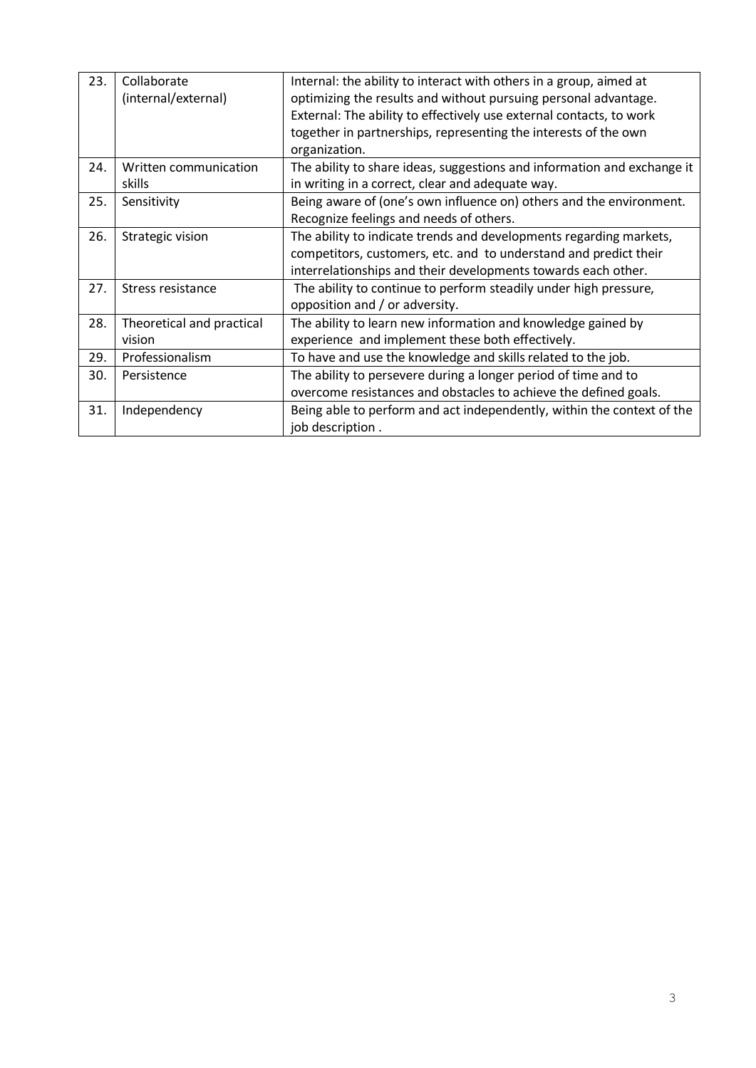| | | |
|---|---|---|
| 23. | Collaborate (internal/external) | Internal: the ability to interact with others in a group, aimed at optimizing the results and without pursuing personal advantage. External: The ability to effectively use external contacts, to work together in partnerships, representing the interests of the own organization. |
| 24. | Written communication skills | The ability to share ideas, suggestions and information and exchange it in writing in a correct, clear and adequate way. |
| 25. | Sensitivity | Being aware of (one's own influence on) others and the environment. Recognize feelings and needs of others. |
| 26. | Strategic vision | The ability to indicate trends and developments regarding markets, competitors, customers, etc. and to understand and predict their interrelationships and their developments towards each other. |
| 27. | Stress resistance | The ability to continue to perform steadily under high pressure, opposition and / or adversity. |
| 28. | Theoretical and practical vision | The ability to learn new information and knowledge gained by experience and implement these both effectively. |
| 29. | Professionalism | To have and use the knowledge and skills related to the job. |
| 30. | Persistence | The ability to persevere during a longer period of time and to overcome resistances and obstacles to achieve the defined goals. |
| 31. | Independency | Being able to perform and act independently, within the context of the job description . |